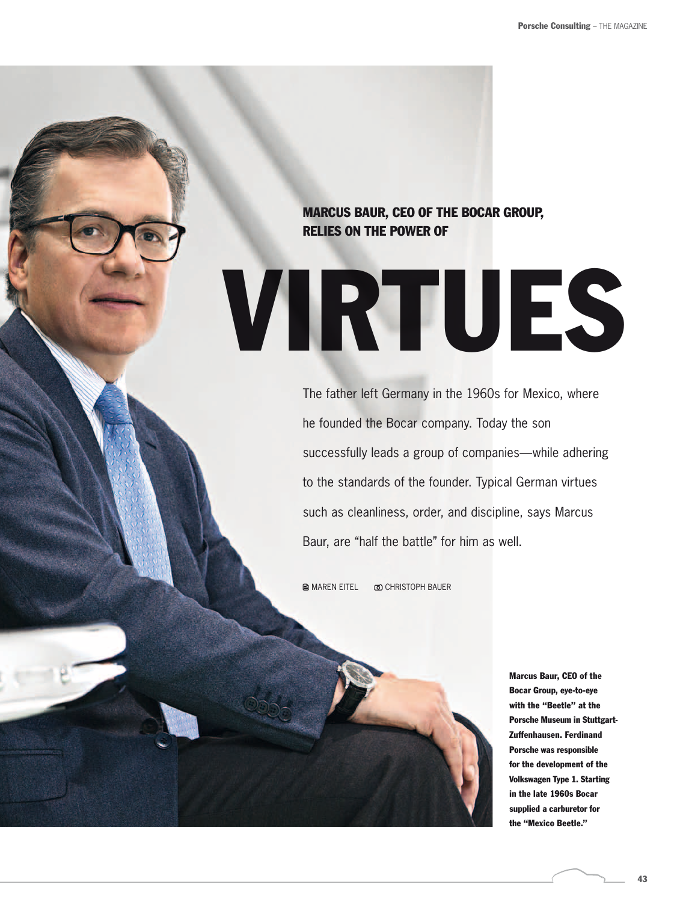## MARCUS BAUR, CEO OF THE BOCAR GROUP, RELIES ON THE POWER OF

# VIRTUES

The father left Germany in the 1960s for Mexico, where he founded the Bocar company. Today the son successfully leads a group of companies—while adhering to the standards of the founder. Typical German virtues such as cleanliness, order, and discipline, says Marcus Baur, are "half the battle" for him as well.

MAREN EITEL CHRISTOPH BAUER

**Marcus Baur, CEO of the Bocar Group, eye-to-eye with the "Beetle" at the Porsche Museum in Stuttgart-Zuffenhausen. Ferdinand Porsche was responsible for the development of the Volkswagen Type 1. Starting in the late 1960s Bocar supplied a carburetor for the "Mexico Beetle."**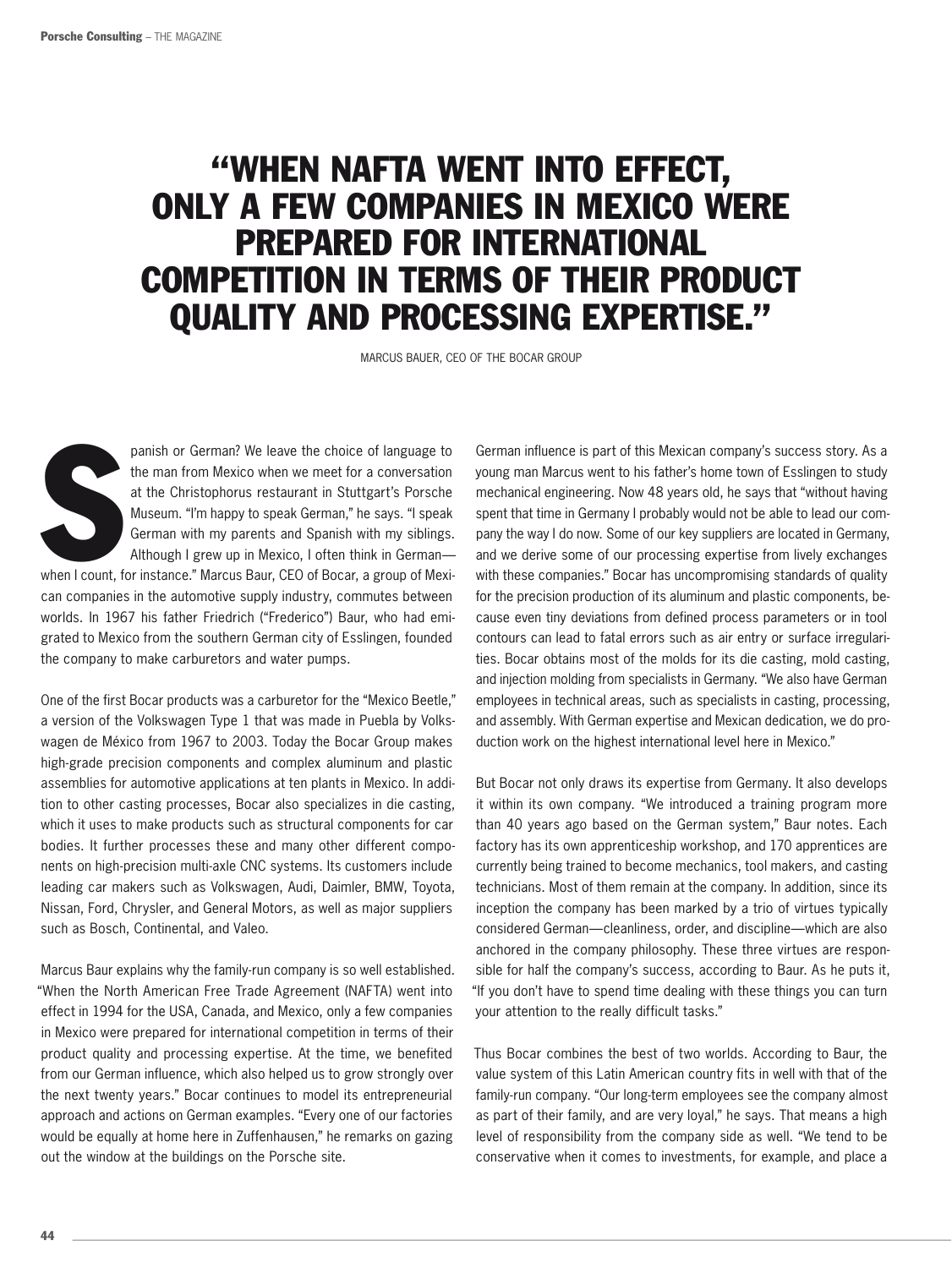# "WHEN NAFTA WENT INTO EFFECT, ONLY A FEW COMPANIES IN MEXICO WERE PREPARED FOR INTERNATIONAL COMPETITION IN TERMS OF THEIR PRODUCT QUALITY AND PROCESSING EXPERTISE."

MARCUS BAUER, CEO OF THE BOCAR GROUP

Spanish or German? We leave the choice of language to the man from Mexico when we meet for a conversation at the Christophorus restaurant in Stuttgart's Porsche Museum. "I'm happy to speak German," he says. "I speak German with my parents and Spanish with my siblings. Although I grew up in Mexico, I often think in German—when I count, for instance." Marcus Baur, CEO of Bocar, a group of Mexican companies in the automotive supply industry, commutes between worlds. In 1967 his father Friedrich ("Frederico") Baur, who had emigrated to Mexico from the southern German city of Esslingen, founded the company to make carburetors and water pumps.

One of the first Bocar products was a carburetor for the "Mexico Beetle," a version of the Volkswagen Type 1 that was made in Puebla by Volkswagen de México from 1967 to 2003. Today the Bocar Group makes high-grade precision components and complex aluminum and plastic assemblies for automotive applications at ten plants in Mexico. In addition to other casting processes, Bocar also specializes in die casting, which it uses to make products such as structural components for car bodies. It further processes these and many other different components on high-precision multi-axle CNC systems. Its customers include leading car makers such as Volkswagen, Audi, Daimler, BMW, Toyota, Nissan, Ford, Chrysler, and General Motors, as well as major suppliers such as Bosch, Continental, and Valeo.

Marcus Baur explains why the family-run company is so well established. "When the North American Free Trade Agreement (NAFTA) went into effect in 1994 for the USA, Canada, and Mexico, only a few companies in Mexico were prepared for international competition in terms of their product quality and processing expertise. At the time, we benefited from our German influence, which also helped us to grow strongly over the next twenty years." Bocar continues to model its entrepreneurial approach and actions on German examples. "Every one of our factories would be equally at home here in Zuffenhausen," he remarks on gazing out the window at the buildings on the Porsche site.

German influence is part of this Mexican company's success story. As a young man Marcus went to his father's home town of Esslingen to study mechanical engineering. Now 48 years old, he says that "without having spent that time in Germany I probably would not be able to lead our company the way I do now. Some of our key suppliers are located in Germany, and we derive some of our processing expertise from lively exchanges with these companies." Bocar has uncompromising standards of quality for the precision production of its aluminum and plastic components, because even tiny deviations from defined process parameters or in tool contours can lead to fatal errors such as air entry or surface irregularities. Bocar obtains most of the molds for its die casting, mold casting, and injection molding from specialists in Germany. "We also have German employees in technical areas, such as specialists in casting, processing, and assembly. With German expertise and Mexican dedication, we do production work on the highest international level here in Mexico."

But Bocar not only draws its expertise from Germany. It also develops it within its own company. "We introduced a training program more than 40 years ago based on the German system," Baur notes. Each factory has its own apprenticeship workshop, and 170 apprentices are currently being trained to become mechanics, tool makers, and casting technicians. Most of them remain at the company. In addition, since its inception the company has been marked by a trio of virtues typically considered German—cleanliness, order, and discipline—which are also anchored in the company philosophy. These three virtues are responsible for half the company's success, according to Baur. As he puts it, "If you don't have to spend time dealing with these things you can turn your attention to the really difficult tasks."

Thus Bocar combines the best of two worlds. According to Baur, the value system of this Latin American country fits in well with that of the family-run company. "Our long-term employees see the company almost as part of their family, and are very loyal," he says. That means a high level of responsibility from the company side as well. "We tend to be conservative when it comes to investments, for example, and place a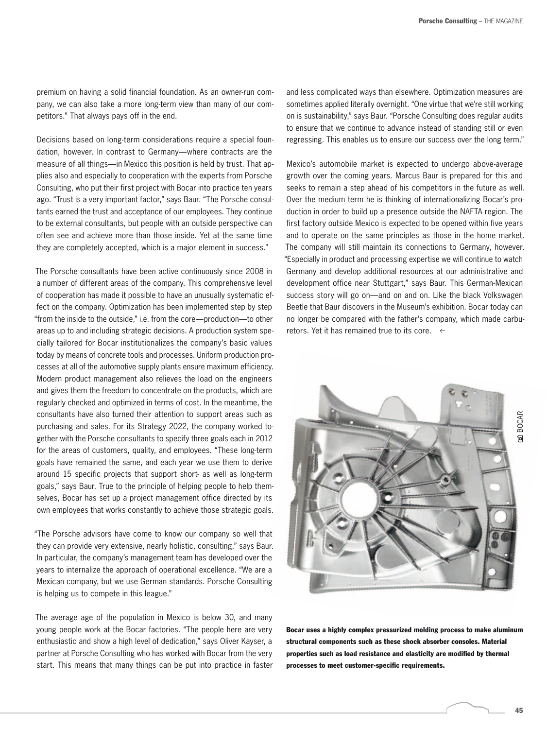premium on having a solid financial foundation. As an owner-run company, we can also take a more long-term view than many of our competitors." That always pays off in the end.

Decisions based on long-term considerations require a special foundation, however. In contrast to Germany—where contracts are the measure of all things—in Mexico this position is held by trust. That applies also and especially to cooperation with the experts from Porsche Consulting, who put their first project with Bocar into practice ten years ago. "Trust is a very important factor," says Baur. "The Porsche consultants earned the trust and acceptance of our employees. They continue to be external consultants, but people with an outside perspective can often see and achieve more than those inside. Yet at the same time they are completely accepted, which is a major element in success."

The Porsche consultants have been active continuously since 2008 in a number of different areas of the company. This comprehensive level of cooperation has made it possible to have an unusually systematic effect on the company. Optimization has been implemented step by step "from the inside to the outside," i.e. from the core—production—to other areas up to and including strategic decisions. A production system specially tailored for Bocar institutionalizes the company's basic values today by means of concrete tools and processes. Uniform production processes at all of the automotive supply plants ensure maximum efficiency. Modern product management also relieves the load on the engineers and gives them the freedom to concentrate on the products, which are regularly checked and optimized in terms of cost. In the meantime, the consultants have also turned their attention to support areas such as purchasing and sales. For its Strategy 2022, the company worked together with the Porsche consultants to specify three goals each in 2012 for the areas of customers, quality, and employees. "These long-term goals have remained the same, and each year we use them to derive around 15 specific projects that support short- as well as long-term goals," says Baur. True to the principle of helping people to help themselves, Bocar has set up a project management office directed by its own employees that works constantly to achieve those strategic goals.

"The Porsche advisors have come to know our company so well that they can provide very extensive, nearly holistic, consulting," says Baur. In particular, the company's management team has developed over the years to internalize the approach of operational excellence. "We are a Mexican company, but we use German standards. Porsche Consulting is helping us to compete in this league."

The average age of the population in Mexico is below 30, and many young people work at the Bocar factories. "The people here are very enthusiastic and show a high level of dedication," says Oliver Kayser, a partner at Porsche Consulting who has worked with Bocar from the very start. This means that many things can be put into practice in faster and less complicated ways than elsewhere. Optimization measures are sometimes applied literally overnight. "One virtue that we're still working on is sustainability," says Baur. "Porsche Consulting does regular audits to ensure that we continue to advance instead of standing still or even regressing. This enables us to ensure our success over the long term."

Mexico's automobile market is expected to undergo above-average growth over the coming years. Marcus Baur is prepared for this and seeks to remain a step ahead of his competitors in the future as well. Over the medium term he is thinking of internationalizing Bocar's production in order to build up a presence outside the NAFTA region. The first factory outside Mexico is expected to be opened within five years and to operate on the same principles as those in the home market. The company will still maintain its connections to Germany, however. "Especially in product and processing expertise we will continue to watch Germany and develop additional resources at our administrative and development office near Stuttgart," says Baur. This German-Mexican success story will go on—and on and on. Like the black Volkswagen Beetle that Baur discovers in the Museum's exhibition. Bocar today can no longer be compared with the father's company, which made carburetors. Yet it has remained true to its core. ←

© BOCAR

**Bocar uses a highly complex pressurized molding process to make aluminum structural components such as these shock absorber consoles. Material properties such as load resistance and elasticity are modified by thermal processes to meet customer-specific requirements.**